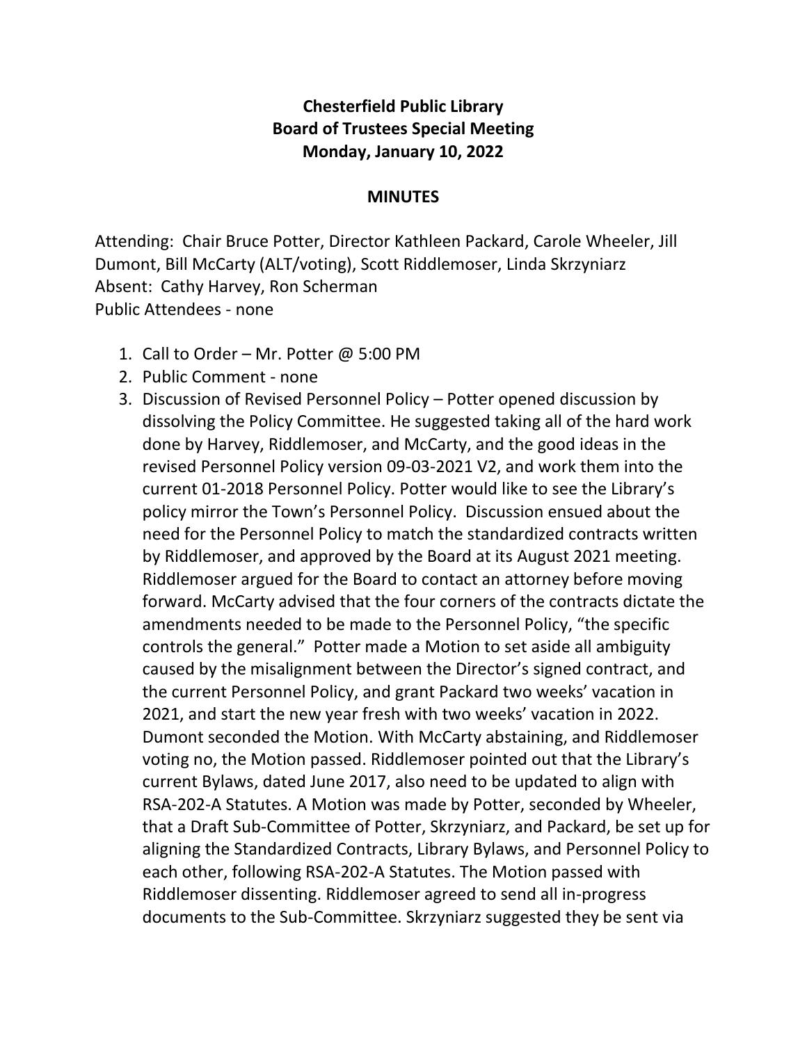# Chesterfield Public Library
## Board of Trustees Special Meeting
## Monday, January 10, 2022

### MINUTES

Attending: Chair Bruce Potter, Director Kathleen Packard, Carole Wheeler, Jill Dumont, Bill McCarty (ALT/voting), Scott Riddlemoser, Linda Skrzyniarz
Absent: Cathy Harvey, Ron Scherman
Public Attendees - none

1. Call to Order – Mr. Potter @ 5:00 PM
2. Public Comment - none
3. Discussion of Revised Personnel Policy – Potter opened discussion by dissolving the Policy Committee. He suggested taking all of the hard work done by Harvey, Riddlemoser, and McCarty, and the good ideas in the revised Personnel Policy version 09-03-2021 V2, and work them into the current 01-2018 Personnel Policy. Potter would like to see the Library's policy mirror the Town's Personnel Policy. Discussion ensued about the need for the Personnel Policy to match the standardized contracts written by Riddlemoser, and approved by the Board at its August 2021 meeting. Riddlemoser argued for the Board to contact an attorney before moving forward. McCarty advised that the four corners of the contracts dictate the amendments needed to be made to the Personnel Policy, "the specific controls the general." Potter made a Motion to set aside all ambiguity caused by the misalignment between the Director's signed contract, and the current Personnel Policy, and grant Packard two weeks' vacation in 2021, and start the new year fresh with two weeks' vacation in 2022. Dumont seconded the Motion. With McCarty abstaining, and Riddlemoser voting no, the Motion passed. Riddlemoser pointed out that the Library's current Bylaws, dated June 2017, also need to be updated to align with RSA-202-A Statutes. A Motion was made by Potter, seconded by Wheeler, that a Draft Sub-Committee of Potter, Skrzyniarz, and Packard, be set up for aligning the Standardized Contracts, Library Bylaws, and Personnel Policy to each other, following RSA-202-A Statutes. The Motion passed with Riddlemoser dissenting. Riddlemoser agreed to send all in-progress documents to the Sub-Committee. Skrzyniarz suggested they be sent via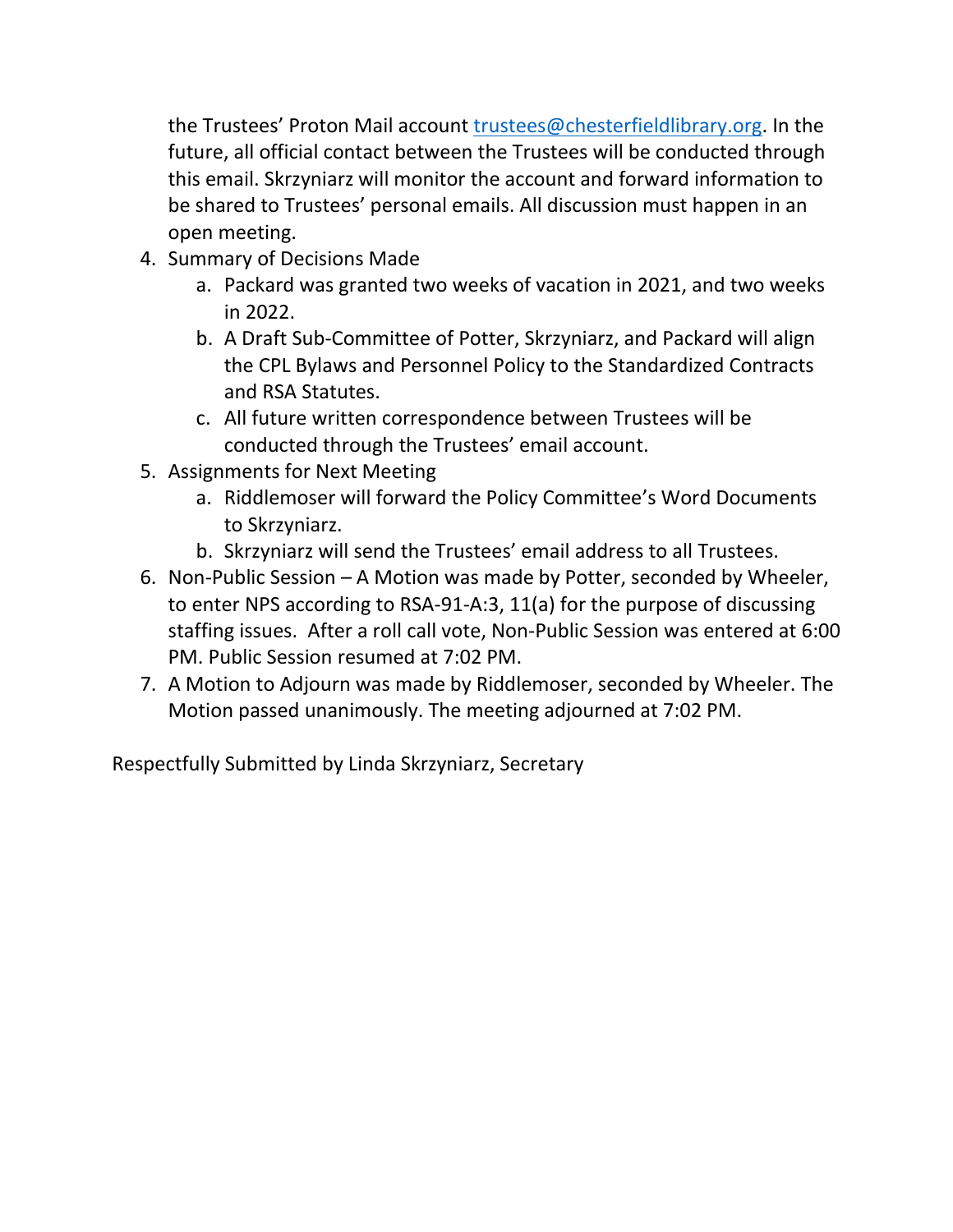the Trustees' Proton Mail account trustees@chesterfieldlibrary.org. In the future, all official contact between the Trustees will be conducted through this email. Skrzyniarz will monitor the account and forward information to be shared to Trustees' personal emails. All discussion must happen in an open meeting.

4. Summary of Decisions Made
   a. Packard was granted two weeks of vacation in 2021, and two weeks in 2022.
   b. A Draft Sub-Committee of Potter, Skrzyniarz, and Packard will align the CPL Bylaws and Personnel Policy to the Standardized Contracts and RSA Statutes.
   c. All future written correspondence between Trustees will be conducted through the Trustees' email account.
5. Assignments for Next Meeting
   a. Riddlemoser will forward the Policy Committee's Word Documents to Skrzyniarz.
   b. Skrzyniarz will send the Trustees' email address to all Trustees.
6. Non-Public Session – A Motion was made by Potter, seconded by Wheeler, to enter NPS according to RSA-91-A:3, 11(a) for the purpose of discussing staffing issues. After a roll call vote, Non-Public Session was entered at 6:00 PM. Public Session resumed at 7:02 PM.
7. A Motion to Adjourn was made by Riddlemoser, seconded by Wheeler. The Motion passed unanimously. The meeting adjourned at 7:02 PM.

Respectfully Submitted by Linda Skrzyniarz, Secretary